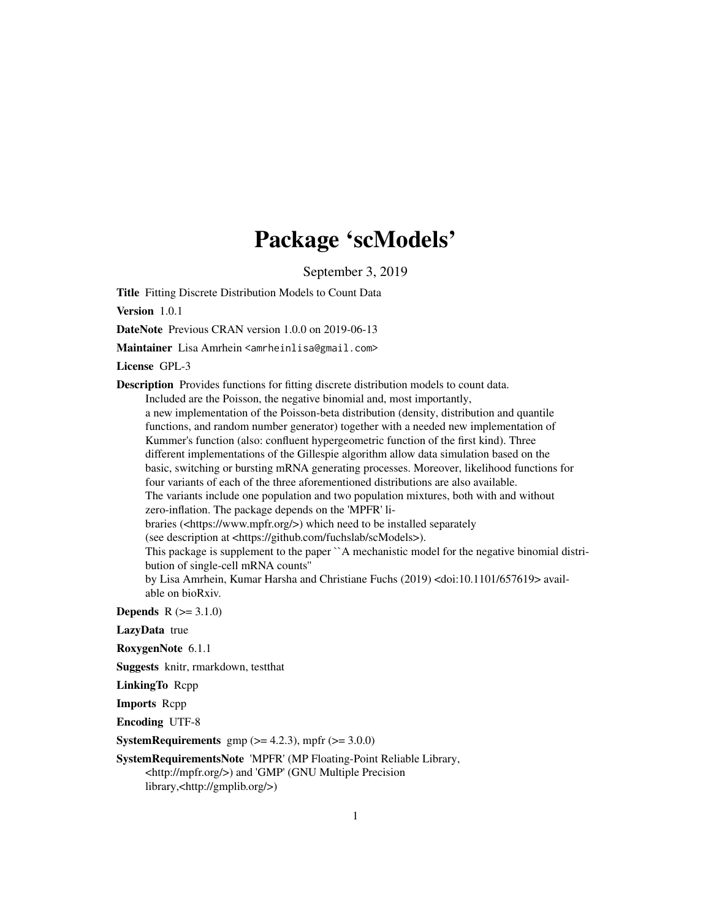# Package 'scModels'

September 3, 2019

**Title** Fitting Discrete Distribution Models to Count Data

**Version** 1.0.1

**DateNote** Previous CRAN version 1.0.0 on 2019-06-13

**Maintainer** Lisa Amrhein <amrheinlisa@gmail.com>

**License** GPL-3

**Description** Provides functions for fitting discrete distribution models to count data.
Included are the Poisson, the negative binomial and, most importantly,
a new implementation of the Poisson-beta distribution (density, distribution and quantile functions, and random number generator) together with a needed new implementation of Kummer's function (also: confluent hypergeometric function of the first kind). Three different implementations of the Gillespie algorithm allow data simulation based on the basic, switching or bursting mRNA generating processes. Moreover, likelihood functions for four variants of each of the three aforementioned distributions are also available.
The variants include one population and two population mixtures, both with and without zero-inflation. The package depends on the 'MPFR' libraries (<https://www.mpfr.org/>) which need to be installed separately (see description at <https://github.com/fuchslab/scModels>).
This package is supplement to the paper ``A mechanistic model for the negative binomial distribution of single-cell mRNA counts''
by Lisa Amrhein, Kumar Harsha and Christiane Fuchs (2019) <doi:10.1101/657619> available on bioRxiv.

**Depends** R (>= 3.1.0)

**LazyData** true

**RoxygenNote** 6.1.1

**Suggests** knitr, rmarkdown, testthat

**LinkingTo** Rcpp

**Imports** Rcpp

**Encoding** UTF-8

**SystemRequirements** gmp (>= 4.2.3), mpfr (>= 3.0.0)

**SystemRequirementsNote** 'MPFR' (MP Floating-Point Reliable Library, <http://mpfr.org/>) and 'GMP' (GNU Multiple Precision library,<http://gmplib.org/>)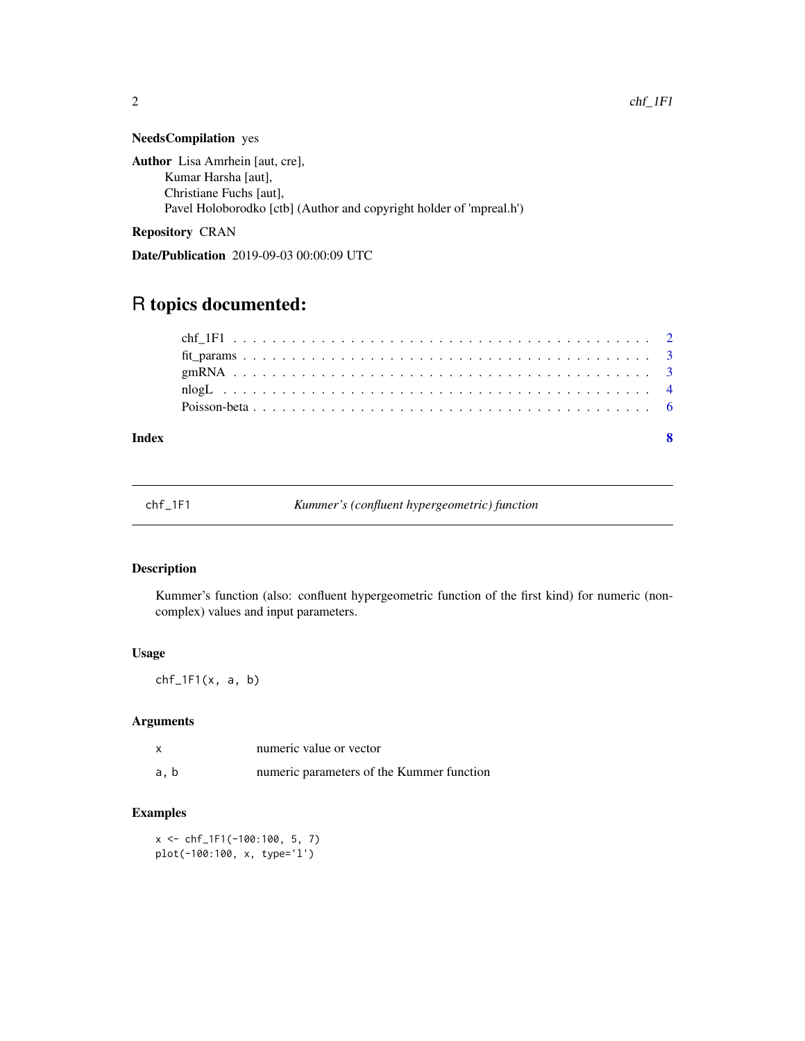**NeedsCompilation** yes

**Author** Lisa Amrhein [aut, cre],
Kumar Harsha [aut],
Christiane Fuchs [aut],
Pavel Holoborodko [ctb] (Author and copyright holder of 'mpreal.h')

**Repository** CRAN

**Date/Publication** 2019-09-03 00:00:09 UTC

# R topics documented:

- chf_1F1 . . . . . . . . . . . . . . . . . . . . . . . . . . . . . . . . . . . . . . . . . . 2
- fit_params . . . . . . . . . . . . . . . . . . . . . . . . . . . . . . . . . . . . . . . . 3
- gmRNA . . . . . . . . . . . . . . . . . . . . . . . . . . . . . . . . . . . . . . . . . . 3
- nlogL . . . . . . . . . . . . . . . . . . . . . . . . . . . . . . . . . . . . . . . . . . . 4
- Poisson-beta . . . . . . . . . . . . . . . . . . . . . . . . . . . . . . . . . . . . . . . 6

**Index** **8**

---

## chf_1F1 — *Kummer's (confluent hypergeometric) function*

---

### Description

Kummer's function (also: confluent hypergeometric function of the first kind) for numeric (non-complex) values and input parameters.

### Usage

```
chf_1F1(x, a, b)
```

### Arguments

| | |
|---|---|
| x | numeric value or vector |
| a, b | numeric parameters of the Kummer function |

### Examples

```
x <- chf_1F1(-100:100, 5, 7)
plot(-100:100, x, type='l')
```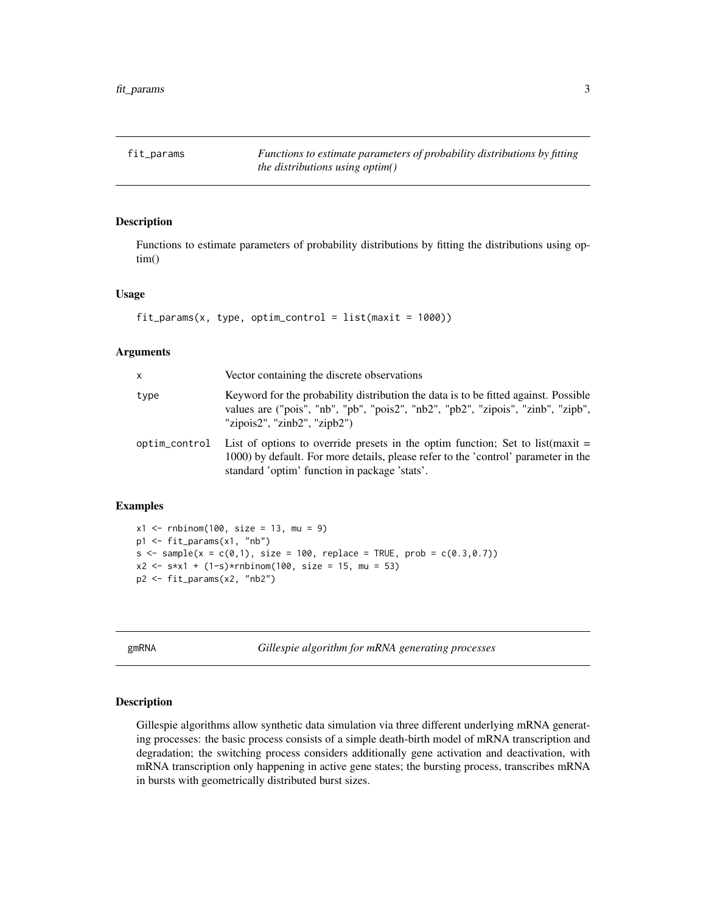## fit_params — *Functions to estimate parameters of probability distributions by fitting the distributions using optim()*

### Description

Functions to estimate parameters of probability distributions by fitting the distributions using optim()

### Usage

```
fit_params(x, type, optim_control = list(maxit = 1000))
```

### Arguments

| | |
|---|---|
| x | Vector containing the discrete observations |
| type | Keyword for the probability distribution the data is to be fitted against. Possible values are ("pois", "nb", "pb", "pois2", "nb2", "pb2", "zipois", "zinb", "zipb", "zipois2", "zinb2", "zipb2") |
| optim_control | List of options to override presets in the optim function; Set to list(maxit = 1000) by default. For more details, please refer to the 'control' parameter in the standard 'optim' function in package 'stats'. |

### Examples

```
x1 <- rnbinom(100, size = 13, mu = 9)
p1 <- fit_params(x1, "nb")
s <- sample(x = c(0,1), size = 100, replace = TRUE, prob = c(0.3,0.7))
x2 <- s*x1 + (1-s)*rnbinom(100, size = 15, mu = 53)
p2 <- fit_params(x2, "nb2")
```

## gmRNA — *Gillespie algorithm for mRNA generating processes*

### Description

Gillespie algorithms allow synthetic data simulation via three different underlying mRNA generating processes: the basic process consists of a simple death-birth model of mRNA transcription and degradation; the switching process considers additionally gene activation and deactivation, with mRNA transcription only happening in active gene states; the bursting process, transcribes mRNA in bursts with geometrically distributed burst sizes.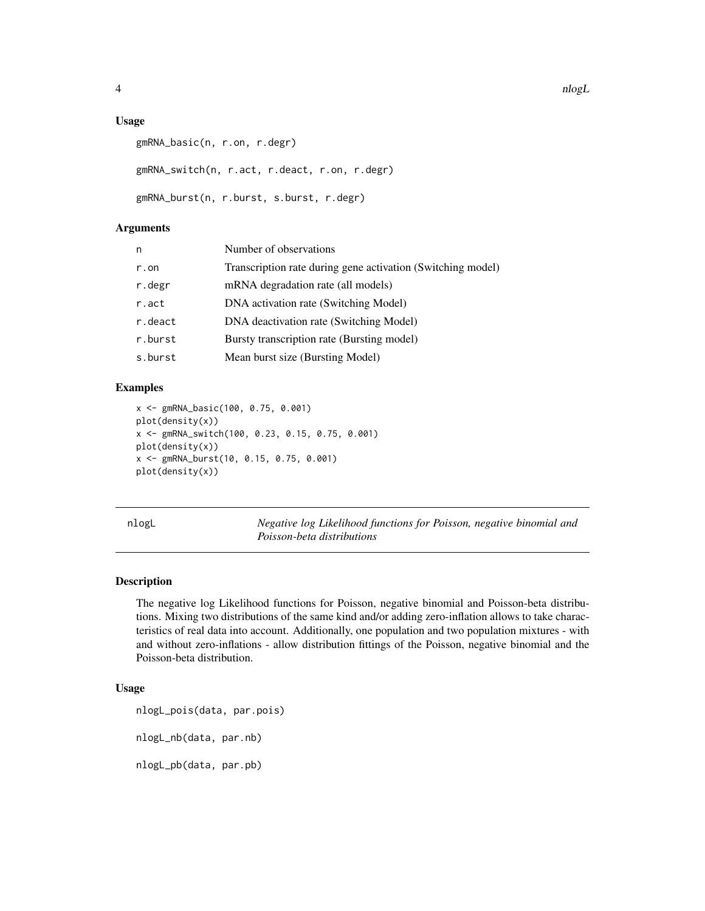### Usage

```
gmRNA_basic(n, r.on, r.degr)

gmRNA_switch(n, r.act, r.deact, r.on, r.degr)

gmRNA_burst(n, r.burst, s.burst, r.degr)
```

### Arguments

| | |
|---|---|
| n | Number of observations |
| r.on | Transcription rate during gene activation (Switching model) |
| r.degr | mRNA degradation rate (all models) |
| r.act | DNA activation rate (Switching Model) |
| r.deact | DNA deactivation rate (Switching Model) |
| r.burst | Bursty transcription rate (Bursting model) |
| s.burst | Mean burst size (Bursting Model) |

### Examples

```
x <- gmRNA_basic(100, 0.75, 0.001)
plot(density(x))
x <- gmRNA_switch(100, 0.23, 0.15, 0.75, 0.001)
plot(density(x))
x <- gmRNA_burst(10, 0.15, 0.75, 0.001)
plot(density(x))
```

---

## nlogL — *Negative log Likelihood functions for Poisson, negative binomial and Poisson-beta distributions*

### Description

The negative log Likelihood functions for Poisson, negative binomial and Poisson-beta distributions. Mixing two distributions of the same kind and/or adding zero-inflation allows to take characteristics of real data into account. Additionally, one population and two population mixtures - with and without zero-inflations - allow distribution fittings of the Poisson, negative binomial and the Poisson-beta distribution.

### Usage

```
nlogL_pois(data, par.pois)

nlogL_nb(data, par.nb)

nlogL_pb(data, par.pb)
```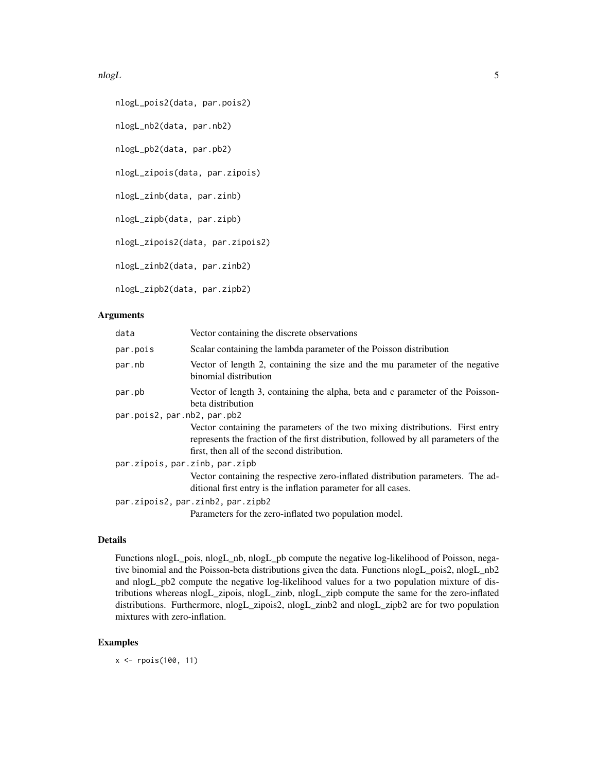```
nlogL_pois2(data, par.pois2)

nlogL_nb2(data, par.nb2)

nlogL_pb2(data, par.pb2)

nlogL_zipois(data, par.zipois)

nlogL_zinb(data, par.zinb)

nlogL_zipb(data, par.zipb)

nlogL_zipois2(data, par.zipois2)

nlogL_zinb2(data, par.zinb2)

nlogL_zipb2(data, par.zipb2)
```

## Arguments

| | |
|---|---|
| data | Vector containing the discrete observations |
| par.pois | Scalar containing the lambda parameter of the Poisson distribution |
| par.nb | Vector of length 2, containing the size and the mu parameter of the negative binomial distribution |
| par.pb | Vector of length 3, containing the alpha, beta and c parameter of the Poisson-beta distribution |
| par.pois2, par.nb2, par.pb2 | Vector containing the parameters of the two mixing distributions. First entry represents the fraction of the first distribution, followed by all parameters of the first, then all of the second distribution. |
| par.zipois, par.zinb, par.zipb | Vector containing the respective zero-inflated distribution parameters. The additional first entry is the inflation parameter for all cases. |
| par.zipois2, par.zinb2, par.zipb2 | Parameters for the zero-inflated two population model. |

## Details

Functions nlogL_pois, nlogL_nb, nlogL_pb compute the negative log-likelihood of Poisson, negative binomial and the Poisson-beta distributions given the data. Functions nlogL_pois2, nlogL_nb2 and nlogL_pb2 compute the negative log-likelihood values for a two population mixture of distributions whereas nlogL_zipois, nlogL_zinb, nlogL_zipb compute the same for the zero-inflated distributions. Furthermore, nlogL_zipois2, nlogL_zinb2 and nlogL_zipb2 are for two population mixtures with zero-inflation.

## Examples

```
x <- rpois(100, 11)
```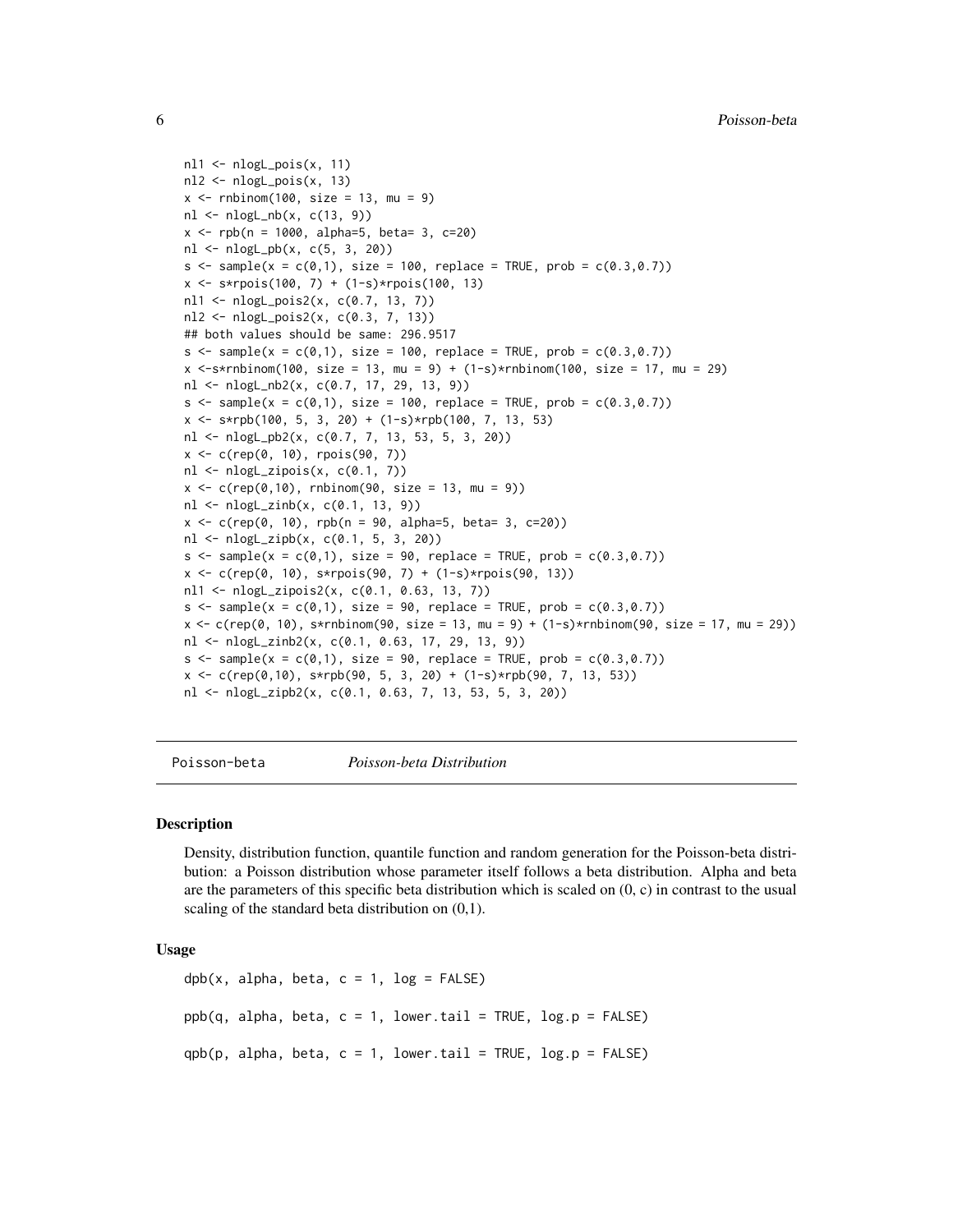```
nl1 <- nlogL_pois(x, 11)
nl2 <- nlogL_pois(x, 13)
x <- rnbinom(100, size = 13, mu = 9)
nl <- nlogL_nb(x, c(13, 9))
x <- rpb(n = 1000, alpha=5, beta= 3, c=20)
nl <- nlogL_pb(x, c(5, 3, 20))
s <- sample(x = c(0,1), size = 100, replace = TRUE, prob = c(0.3,0.7))
x <- s*rpois(100, 7) + (1-s)*rpois(100, 13)
nl1 <- nlogL_pois2(x, c(0.7, 13, 7))
nl2 <- nlogL_pois2(x, c(0.3, 7, 13))
## both values should be same: 296.9517
s <- sample(x = c(0,1), size = 100, replace = TRUE, prob = c(0.3,0.7))
x <-s*rnbinom(100, size = 13, mu = 9) + (1-s)*rnbinom(100, size = 17, mu = 29)
nl <- nlogL_nb2(x, c(0.7, 17, 29, 13, 9))
s <- sample(x = c(0,1), size = 100, replace = TRUE, prob = c(0.3,0.7))
x <- s*rpb(100, 5, 3, 20) + (1-s)*rpb(100, 7, 13, 53)
nl <- nlogL_pb2(x, c(0.7, 7, 13, 53, 5, 3, 20))
x <- c(rep(0, 10), rpois(90, 7))
nl <- nlogL_zipois(x, c(0.1, 7))
x <- c(rep(0,10), rnbinom(90, size = 13, mu = 9))
nl <- nlogL_zinb(x, c(0.1, 13, 9))
x <- c(rep(0, 10), rpb(n = 90, alpha=5, beta= 3, c=20))
nl <- nlogL_zipb(x, c(0.1, 5, 3, 20))
s <- sample(x = c(0,1), size = 90, replace = TRUE, prob = c(0.3,0.7))
x <- c(rep(0, 10), s*rpois(90, 7) + (1-s)*rpois(90, 13))
nl1 <- nlogL_zipois2(x, c(0.1, 0.63, 13, 7))
s <- sample(x = c(0,1), size = 90, replace = TRUE, prob = c(0.3,0.7))
x <- c(rep(0, 10), s*rnbinom(90, size = 13, mu = 9) + (1-s)*rnbinom(90, size = 17, mu = 29))
nl <- nlogL_zinb2(x, c(0.1, 0.63, 17, 29, 13, 9))
s <- sample(x = c(0,1), size = 90, replace = TRUE, prob = c(0.3,0.7))
x <- c(rep(0,10), s*rpb(90, 5, 3, 20) + (1-s)*rpb(90, 7, 13, 53))
nl <- nlogL_zipb2(x, c(0.1, 0.63, 7, 13, 53, 5, 3, 20))
```

## Poisson-beta — *Poisson-beta Distribution*

### Description

Density, distribution function, quantile function and random generation for the Poisson-beta distribution: a Poisson distribution whose parameter itself follows a beta distribution. Alpha and beta are the parameters of this specific beta distribution which is scaled on (0, c) in contrast to the usual scaling of the standard beta distribution on (0,1).

### Usage

```
dpb(x, alpha, beta, c = 1, log = FALSE)

ppb(q, alpha, beta, c = 1, lower.tail = TRUE, log.p = FALSE)

qpb(p, alpha, beta, c = 1, lower.tail = TRUE, log.p = FALSE)
```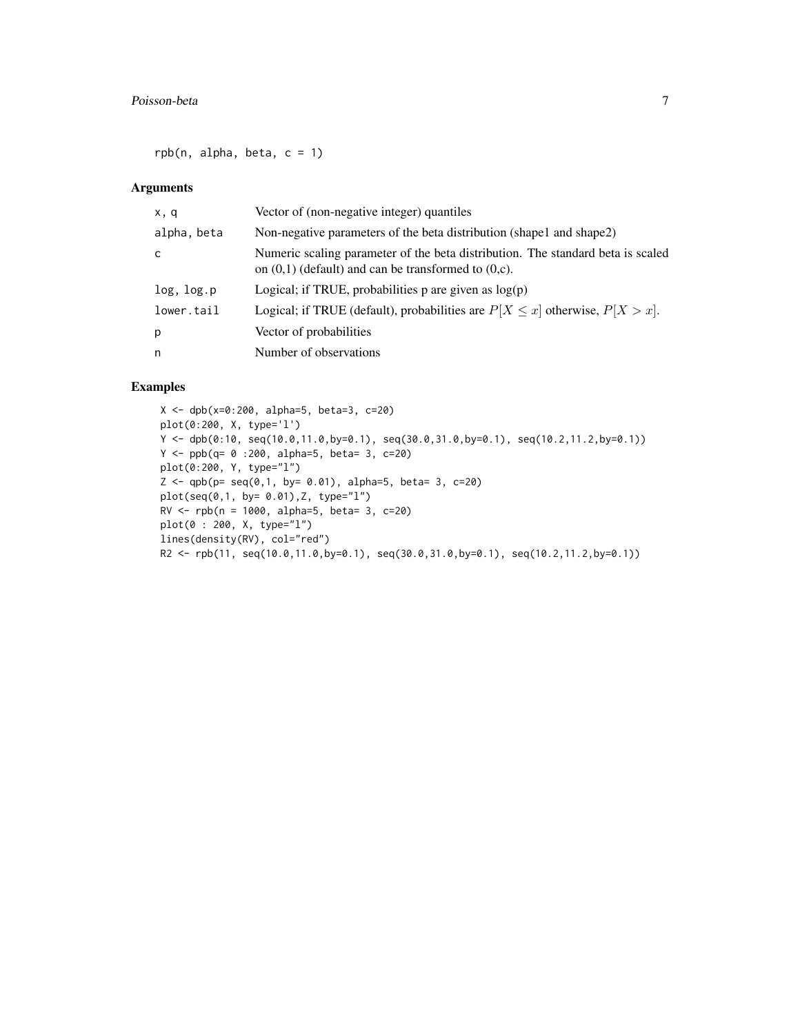```
rpb(n, alpha, beta, c = 1)
```

## Arguments

| | |
|---|---|
| x, q | Vector of (non-negative integer) quantiles |
| alpha, beta | Non-negative parameters of the beta distribution (shape1 and shape2) |
| c | Numeric scaling parameter of the beta distribution. The standard beta is scaled on (0,1) (default) and can be transformed to (0,c). |
| log, log.p | Logical; if TRUE, probabilities p are given as log(p) |
| lower.tail | Logical; if TRUE (default), probabilities are $P[X \leq x]$ otherwise, $P[X > x]$. |
| p | Vector of probabilities |
| n | Number of observations |

## Examples

```
X <- dpb(x=0:200, alpha=5, beta=3, c=20)
plot(0:200, X, type='l')
Y <- dpb(0:10, seq(10.0,11.0,by=0.1), seq(30.0,31.0,by=0.1), seq(10.2,11.2,by=0.1))
Y <- ppb(q= 0 :200, alpha=5, beta= 3, c=20)
plot(0:200, Y, type="l")
Z <- qpb(p= seq(0,1, by= 0.01), alpha=5, beta= 3, c=20)
plot(seq(0,1, by= 0.01),Z, type="l")
RV <- rpb(n = 1000, alpha=5, beta= 3, c=20)
plot(0 : 200, X, type="l")
lines(density(RV), col="red")
R2 <- rpb(11, seq(10.0,11.0,by=0.1), seq(30.0,31.0,by=0.1), seq(10.2,11.2,by=0.1))
```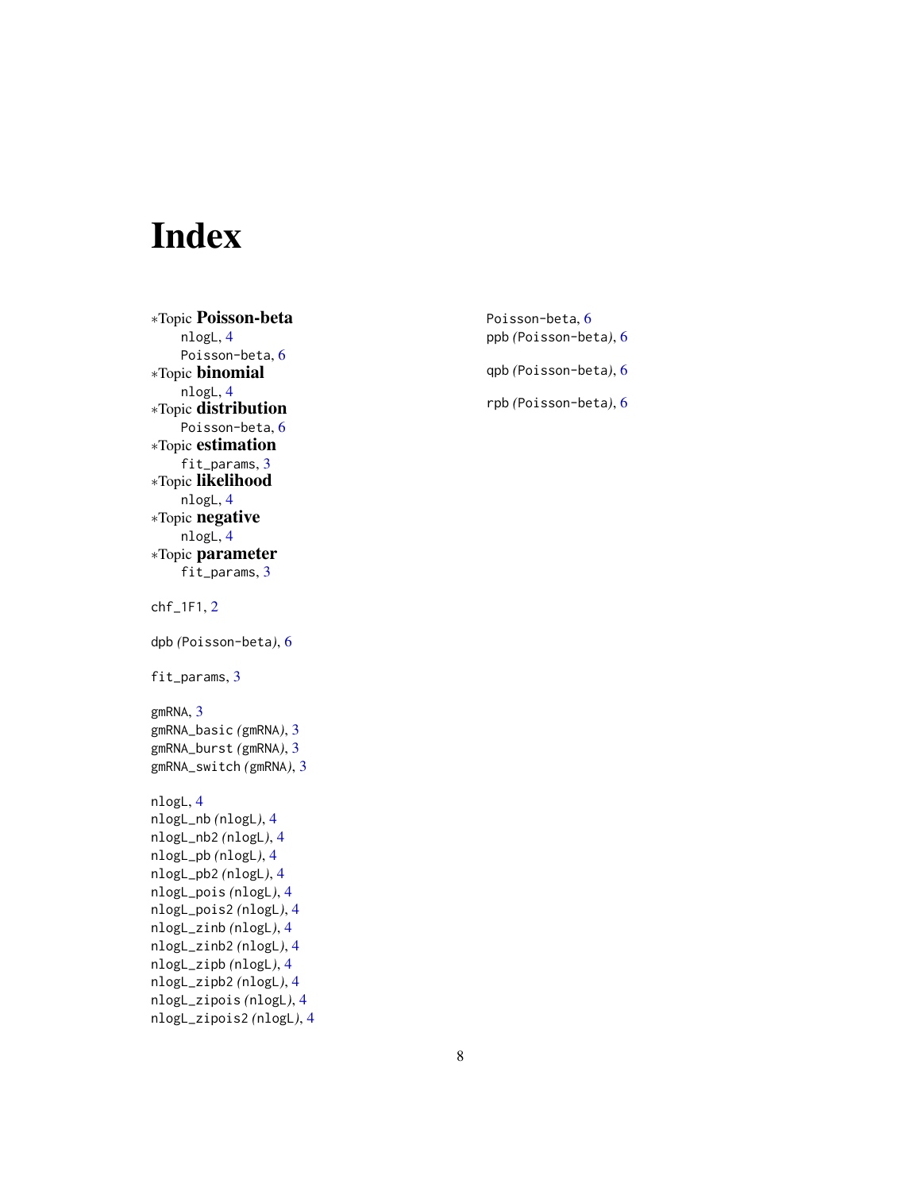# Index

∗Topic **Poisson-beta**
  nlogL, 4
  Poisson-beta, 6
∗Topic **binomial**
  nlogL, 4
∗Topic **distribution**
  Poisson-beta, 6
∗Topic **estimation**
  fit_params, 3
∗Topic **likelihood**
  nlogL, 4
∗Topic **negative**
  nlogL, 4
∗Topic **parameter**
  fit_params, 3

chf_1F1, 2

dpb *(*Poisson-beta*)*, 6

fit_params, 3

gmRNA, 3
gmRNA_basic *(*gmRNA*)*, 3
gmRNA_burst *(*gmRNA*)*, 3
gmRNA_switch *(*gmRNA*)*, 3

nlogL, 4
nlogL_nb *(*nlogL*)*, 4
nlogL_nb2 *(*nlogL*)*, 4
nlogL_pb *(*nlogL*)*, 4
nlogL_pb2 *(*nlogL*)*, 4
nlogL_pois *(*nlogL*)*, 4
nlogL_pois2 *(*nlogL*)*, 4
nlogL_zinb *(*nlogL*)*, 4
nlogL_zinb2 *(*nlogL*)*, 4
nlogL_zipb *(*nlogL*)*, 4
nlogL_zipb2 *(*nlogL*)*, 4
nlogL_zipois *(*nlogL*)*, 4
nlogL_zipois2 *(*nlogL*)*, 4

Poisson-beta, 6
ppb *(*Poisson-beta*)*, 6

qpb *(*Poisson-beta*)*, 6

rpb *(*Poisson-beta*)*, 6